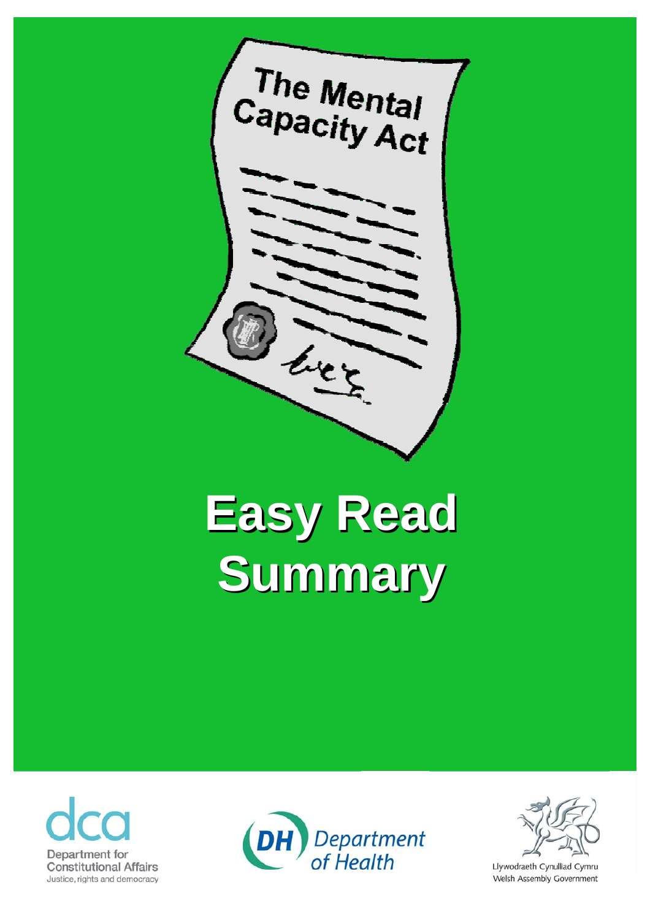The Mental Capacity Act

# Easy Read Summary

Department for Constitutional Affairs
Justice, rights and democracy

DH Department of Health

Llywodraeth Cynulliad Cymru
Welsh Assembly Government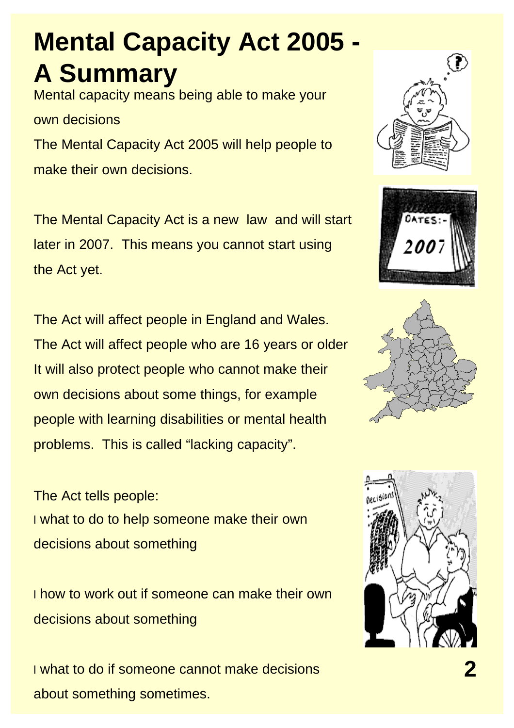# Mental Capacity Act 2005 - A Summary

Mental capacity means being able to make your own decisions

The Mental Capacity Act 2005 will help people to make their own decisions.

The Mental Capacity Act is a new law and will start later in 2007. This means you cannot start using the Act yet.

The Act will affect people in England and Wales.
The Act will affect people who are 16 years or older
It will also protect people who cannot make their own decisions about some things, for example people with learning disabilities or mental health problems. This is called "lacking capacity".

The Act tells people:

- what to do to help someone make their own decisions about something
- how to work out if someone can make their own decisions about something
- what to do if someone cannot make decisions about something sometimes.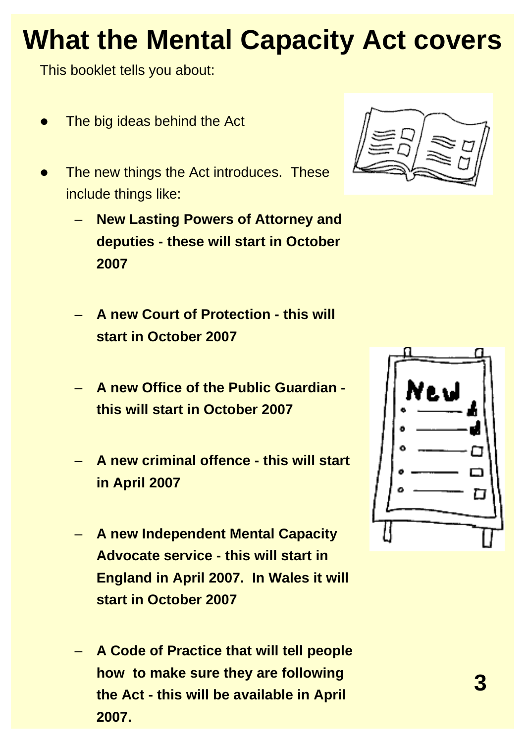# What the Mental Capacity Act covers

This booklet tells you about:

- The big ideas behind the Act
- The new things the Act introduces. These include things like:
  - **New Lasting Powers of Attorney and deputies - these will start in October 2007**
  - **A new Court of Protection - this will start in October 2007**
  - **A new Office of the Public Guardian - this will start in October 2007**
  - **A new criminal offence - this will start in April 2007**
  - **A new Independent Mental Capacity Advocate service - this will start in England in April 2007. In Wales it will start in October 2007**
  - **A Code of Practice that will tell people how to make sure they are following the Act - this will be available in April 2007.**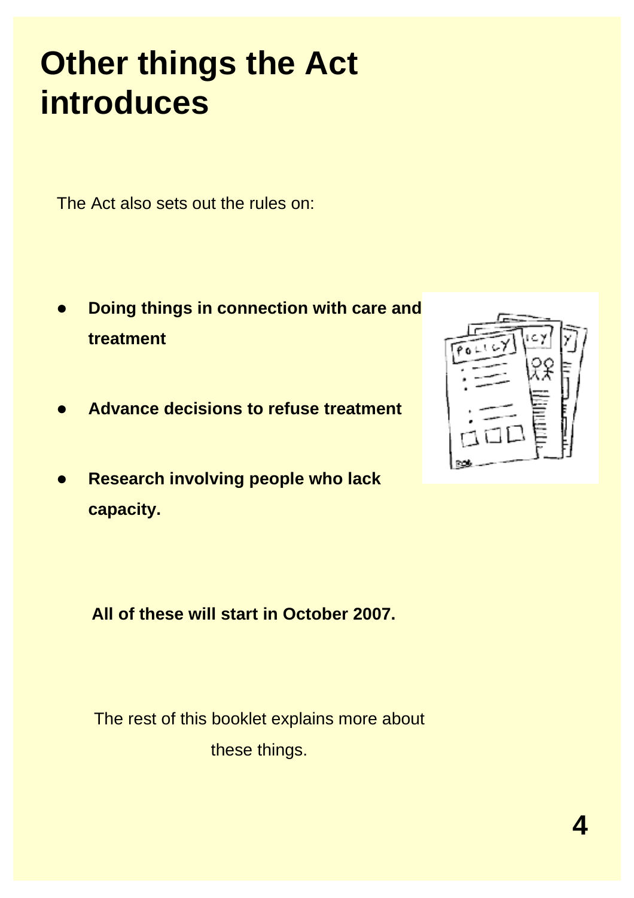# Other things the Act introduces

The Act also sets out the rules on:

- **Doing things in connection with care and treatment**
- **Advance decisions to refuse treatment**
- **Research involving people who lack capacity.**

**All of these will start in October 2007.**

The rest of this booklet explains more about these things.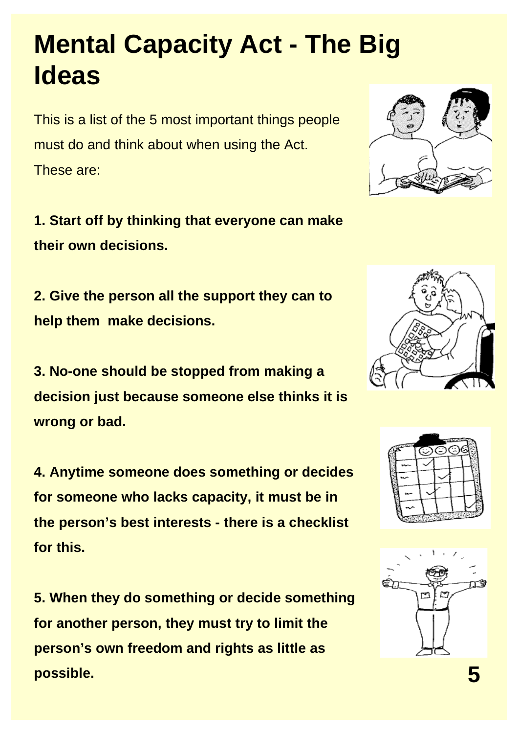# Mental Capacity Act - The Big Ideas

This is a list of the 5 most important things people must do and think about when using the Act. These are:

**1. Start off by thinking that everyone can make their own decisions.**

**2. Give the person all the support they can to help them make decisions.**

**3. No-one should be stopped from making a decision just because someone else thinks it is wrong or bad.**

**4. Anytime someone does something or decides for someone who lacks capacity, it must be in the person's best interests - there is a checklist for this.**

**5. When they do something or decide something for another person, they must try to limit the person's own freedom and rights as little as possible.**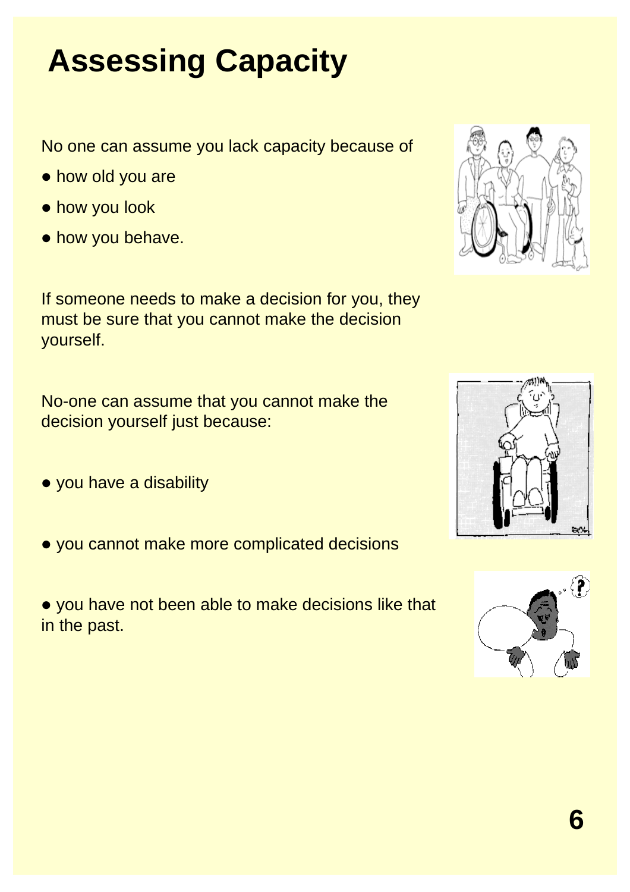# Assessing Capacity

No one can assume you lack capacity because of

- how old you are
- how you look
- how you behave.

If someone needs to make a decision for you, they must be sure that you cannot make the decision yourself.

No-one can assume that you cannot make the decision yourself just because:

- you have a disability
- you cannot make more complicated decisions
- you have not been able to make decisions like that in the past.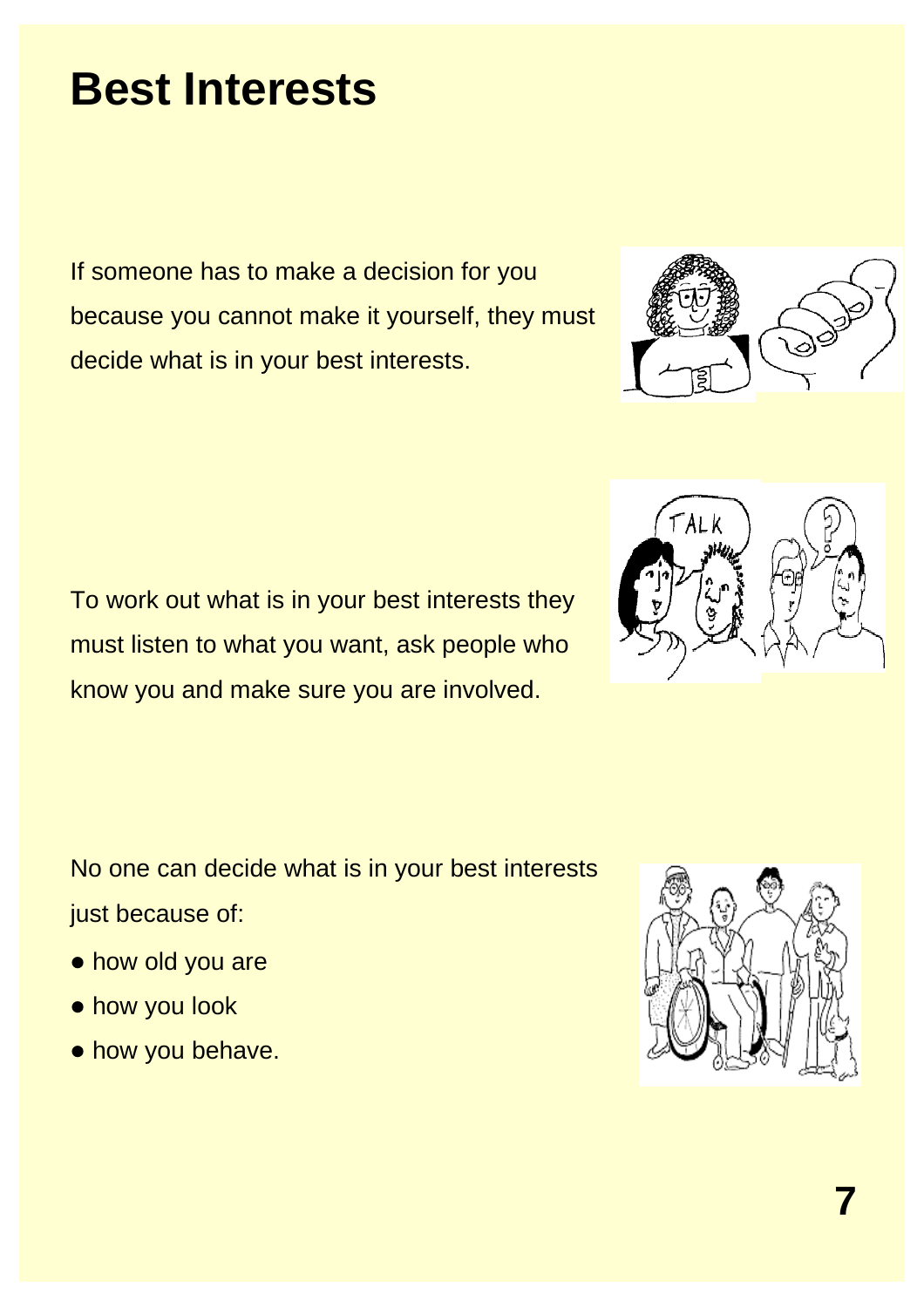# Best Interests

If someone has to make a decision for you because you cannot make it yourself, they must decide what is in your best interests.

To work out what is in your best interests they must listen to what you want, ask people who know you and make sure you are involved.

No one can decide what is in your best interests just because of:

- how old you are
- how you look
- how you behave.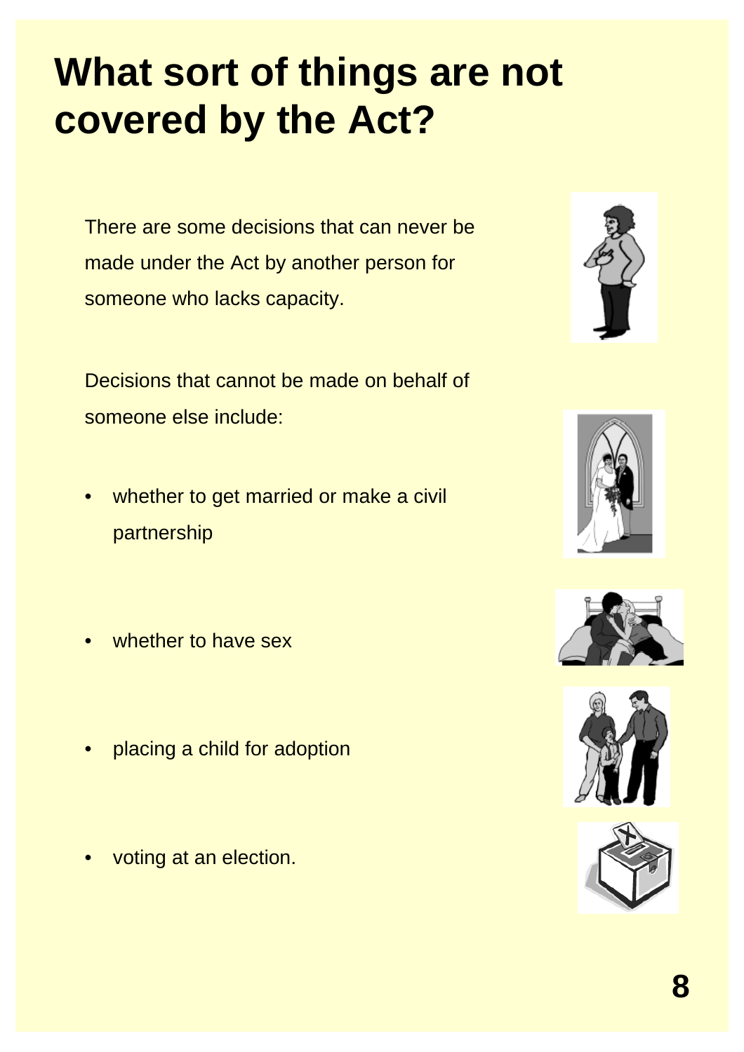# What sort of things are not covered by the Act?

There are some decisions that can never be made under the Act by another person for someone who lacks capacity.

Decisions that cannot be made on behalf of someone else include:

- whether to get married or make a civil partnership
- whether to have sex
- placing a child for adoption
- voting at an election.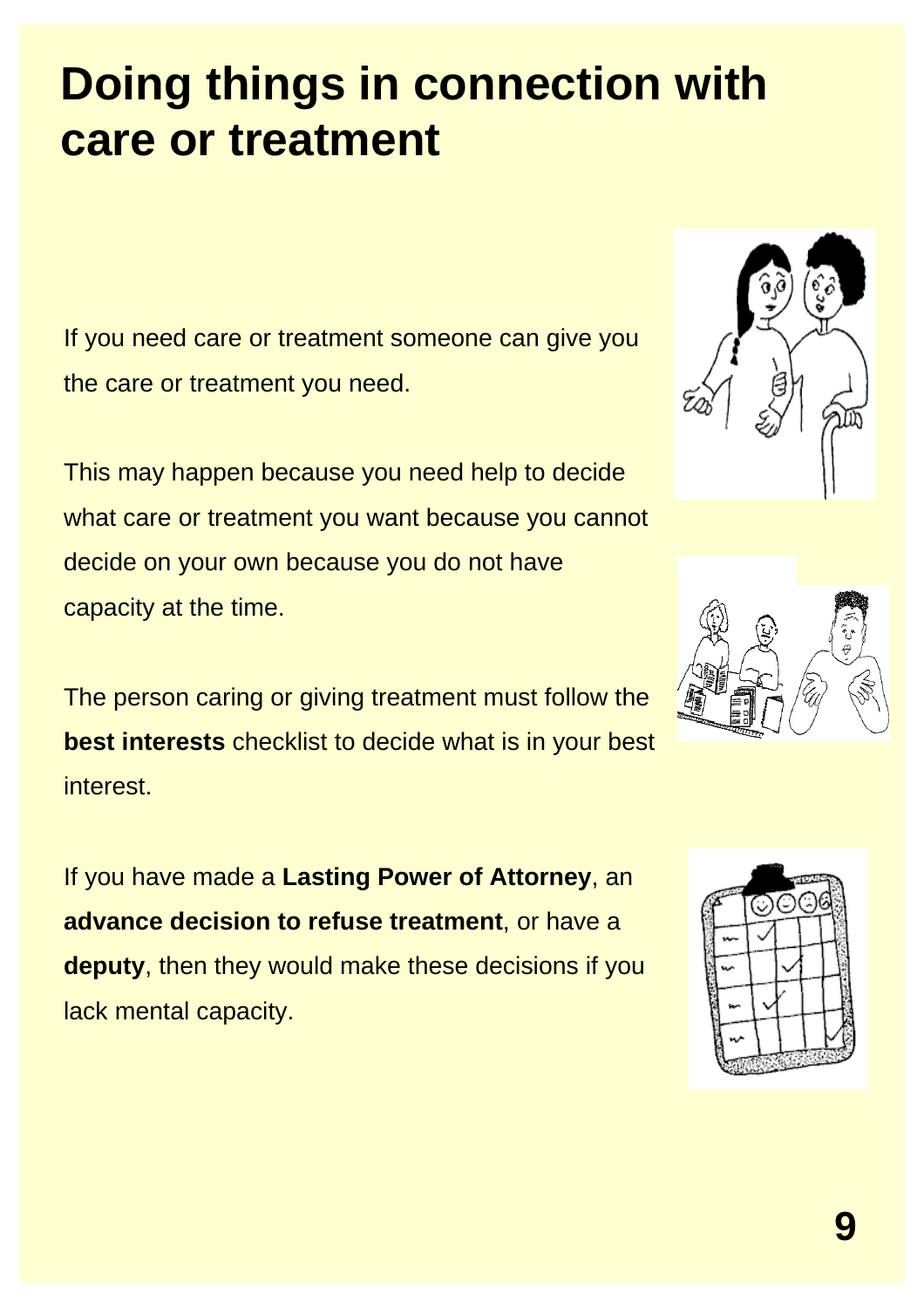# Doing things in connection with care or treatment

If you need care or treatment someone can give you the care or treatment you need.

This may happen because you need help to decide what care or treatment you want because you cannot decide on your own because you do not have capacity at the time.

The person caring or giving treatment must follow the **best interests** checklist to decide what is in your best interest.

If you have made a **Lasting Power of Attorney**, an **advance decision to refuse treatment**, or have a **deputy**, then they would make these decisions if you lack mental capacity.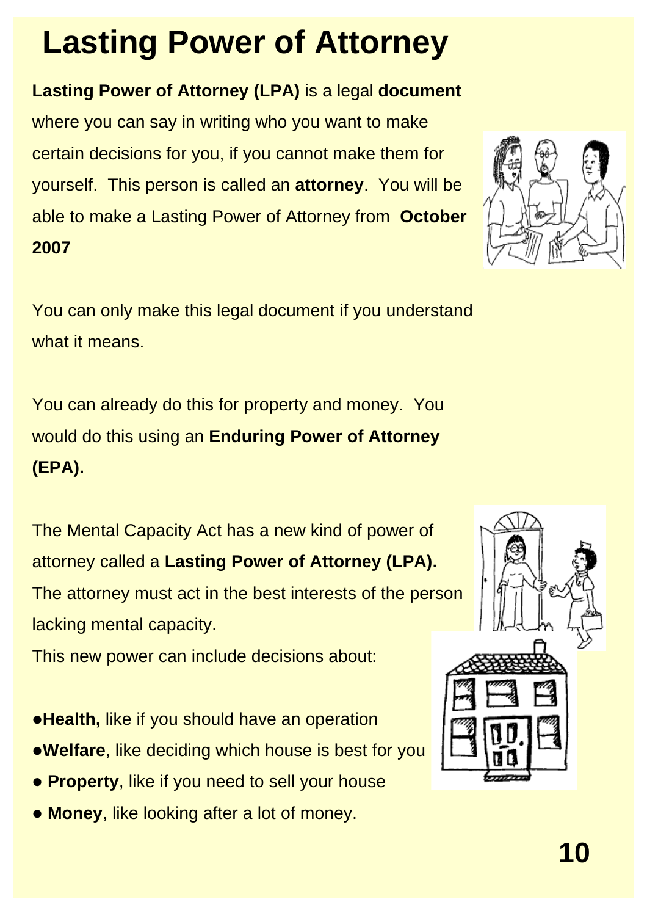# Lasting Power of Attorney

**Lasting Power of Attorney (LPA)** is a legal **document** where you can say in writing who you want to make certain decisions for you, if you cannot make them for yourself. This person is called an **attorney**. You will be able to make a Lasting Power of Attorney from **October 2007**

You can only make this legal document if you understand what it means.

You can already do this for property and money. You would do this using an **Enduring Power of Attorney (EPA).**

The Mental Capacity Act has a new kind of power of attorney called a **Lasting Power of Attorney (LPA).** The attorney must act in the best interests of the person lacking mental capacity.

This new power can include decisions about:

- **Health,** like if you should have an operation
- **Welfare**, like deciding which house is best for you
- **Property**, like if you need to sell your house
- **Money**, like looking after a lot of money.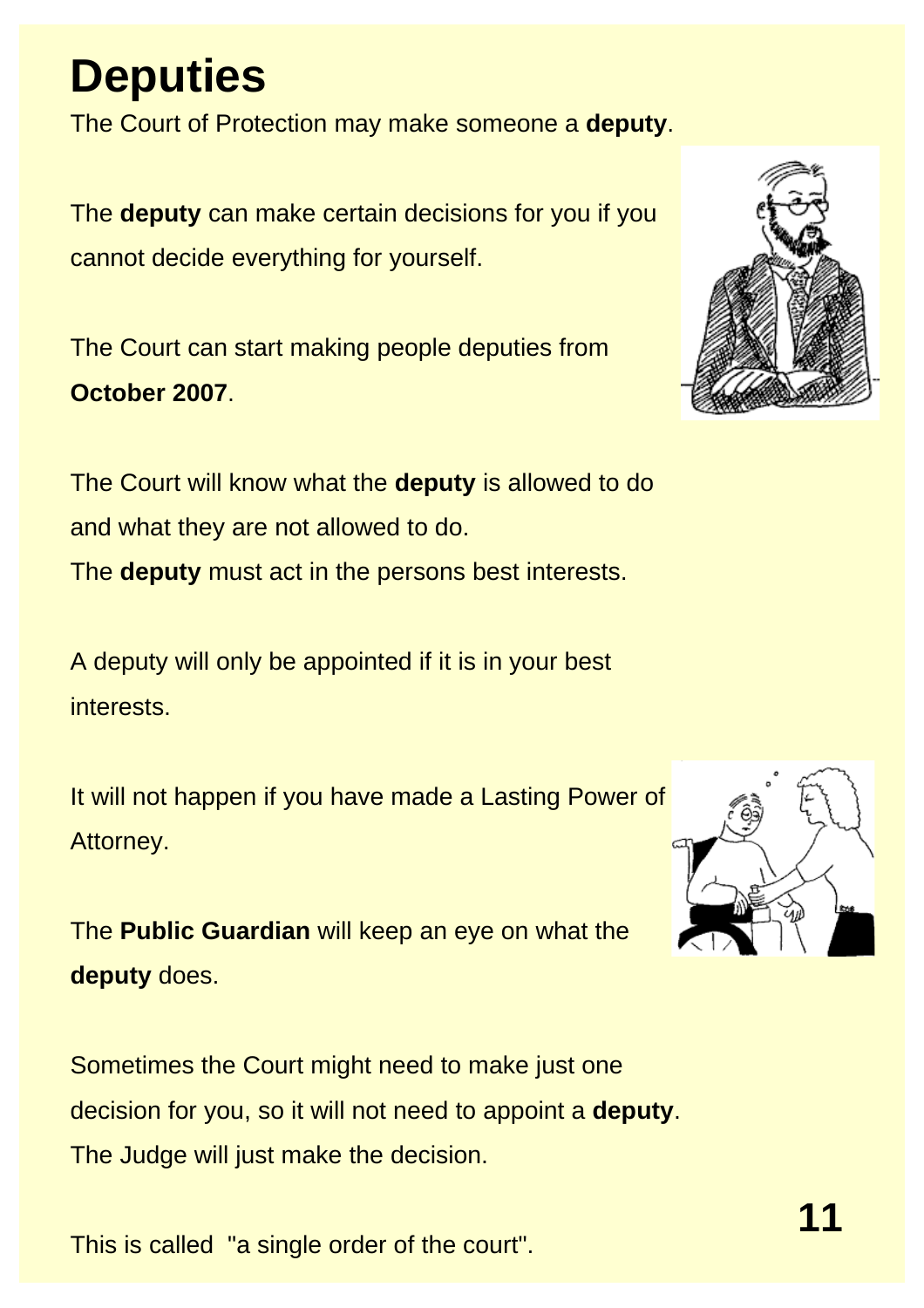# Deputies

The Court of Protection may make someone a **deputy**.

The **deputy** can make certain decisions for you if you cannot decide everything for yourself.

The Court can start making people deputies from **October 2007**.

The Court will know what the **deputy** is allowed to do and what they are not allowed to do.
The **deputy** must act in the persons best interests.

A deputy will only be appointed if it is in your best interests.

It will not happen if you have made a Lasting Power of Attorney.

The **Public Guardian** will keep an eye on what the **deputy** does.

Sometimes the Court might need to make just one decision for you, so it will not need to appoint a **deputy**.
The Judge will just make the decision.

This is called "a single order of the court".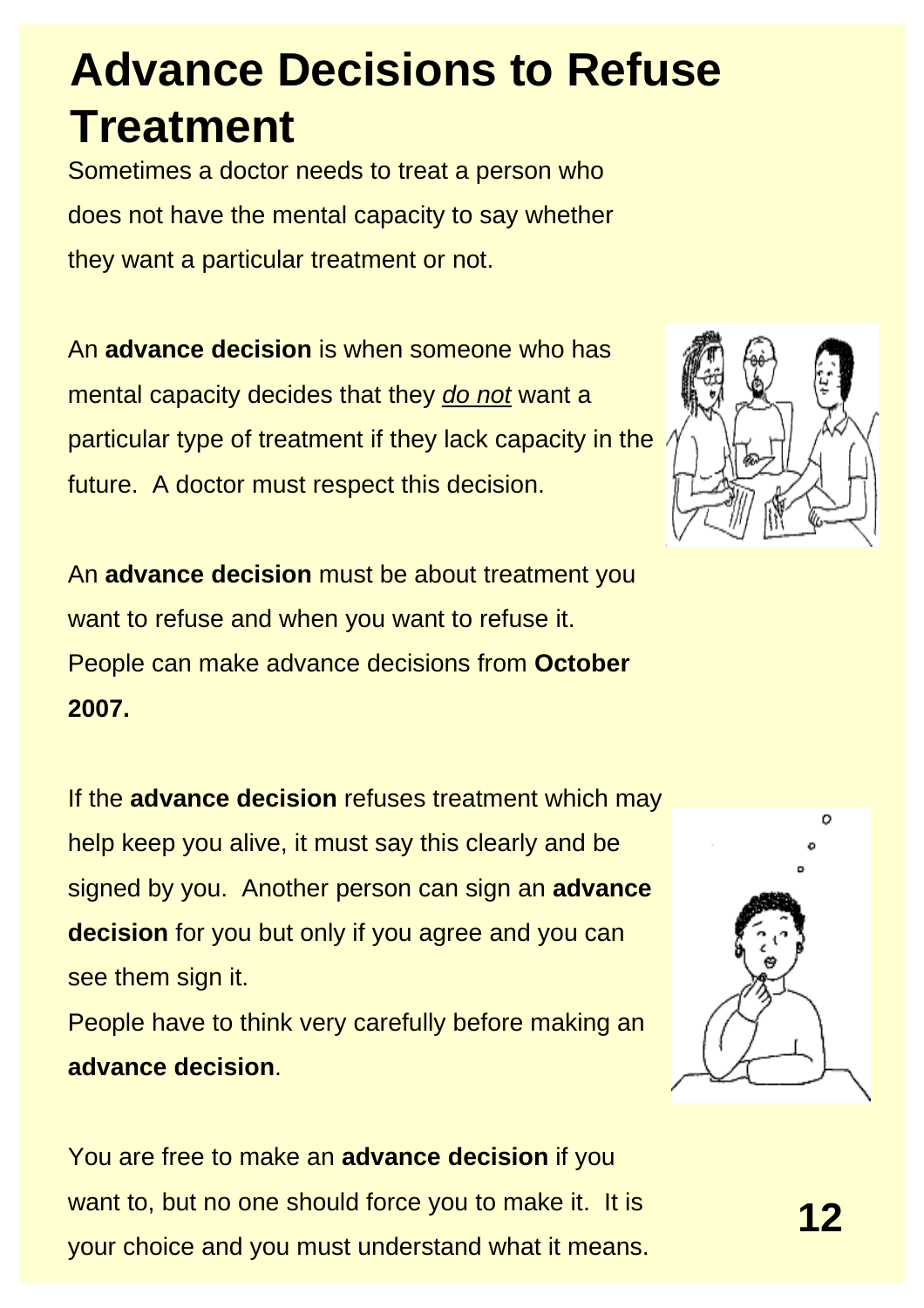# Advance Decisions to Refuse Treatment

Sometimes a doctor needs to treat a person who does not have the mental capacity to say whether they want a particular treatment or not.

An **advance decision** is when someone who has mental capacity decides that they *do not* want a particular type of treatment if they lack capacity in the future. A doctor must respect this decision.

An **advance decision** must be about treatment you want to refuse and when you want to refuse it. People can make advance decisions from **October 2007.**

If the **advance decision** refuses treatment which may help keep you alive, it must say this clearly and be signed by you. Another person can sign an **advance decision** for you but only if you agree and you can see them sign it.

People have to think very carefully before making an **advance decision**.

You are free to make an **advance decision** if you want to, but no one should force you to make it. It is your choice and you must understand what it means.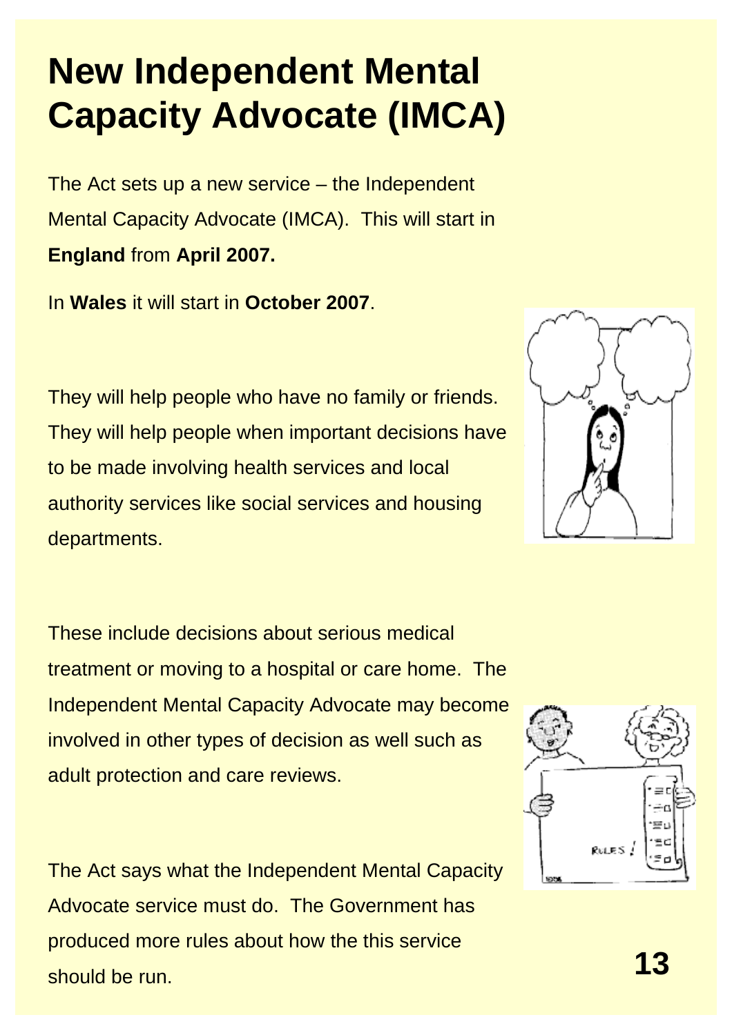# New Independent Mental Capacity Advocate (IMCA)

The Act sets up a new service – the Independent Mental Capacity Advocate (IMCA). This will start in **England** from **April 2007.**

In **Wales** it will start in **October 2007**.

They will help people who have no family or friends. They will help people when important decisions have to be made involving health services and local authority services like social services and housing departments.

These include decisions about serious medical treatment or moving to a hospital or care home. The Independent Mental Capacity Advocate may become involved in other types of decision as well such as adult protection and care reviews.

The Act says what the Independent Mental Capacity Advocate service must do. The Government has produced more rules about how the this service should be run.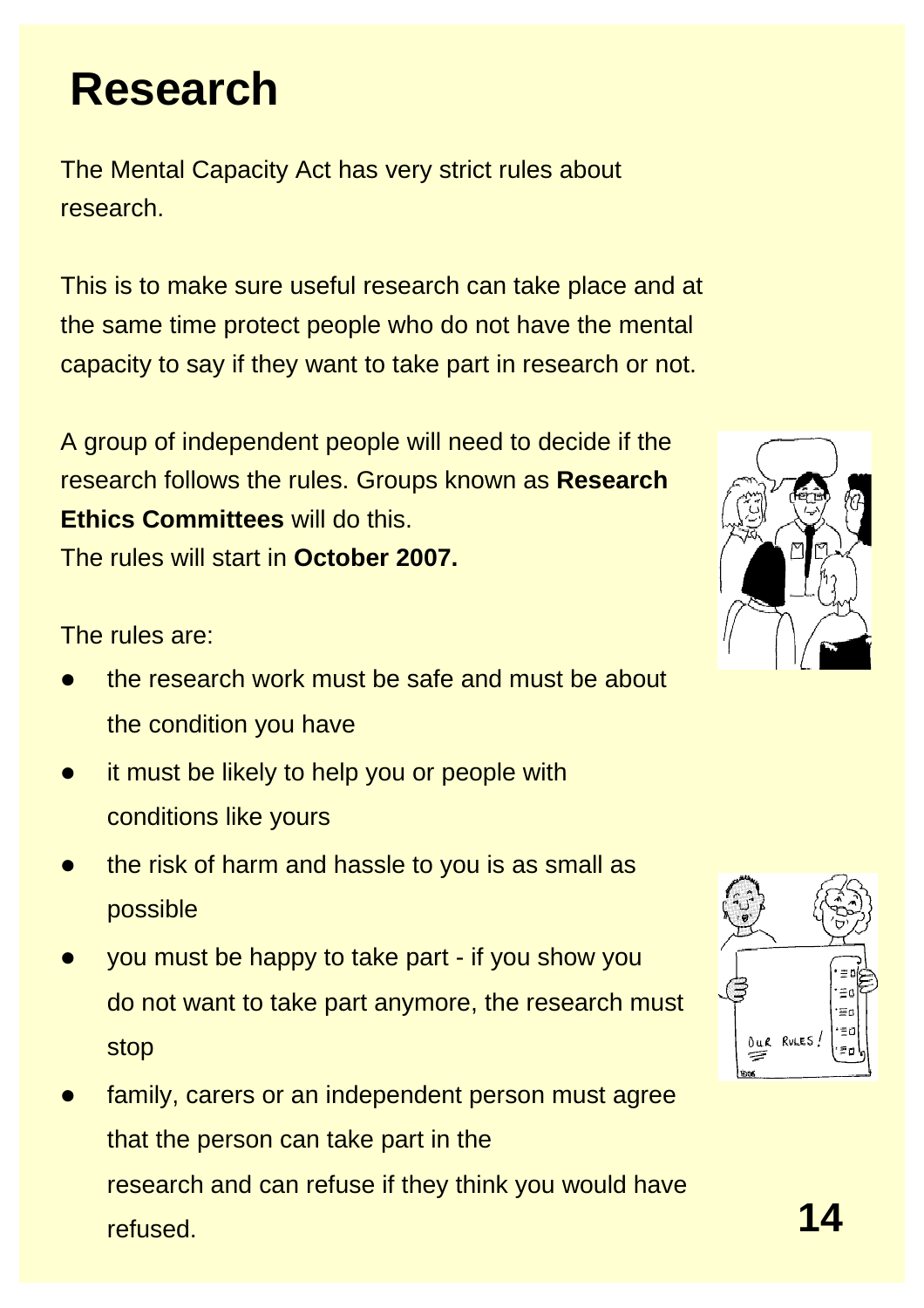# Research

The Mental Capacity Act has very strict rules about research.

This is to make sure useful research can take place and at the same time protect people who do not have the mental capacity to say if they want to take part in research or not.

A group of independent people will need to decide if the research follows the rules. Groups known as **Research Ethics Committees** will do this.
The rules will start in **October 2007.**

The rules are:

- the research work must be safe and must be about the condition you have
- it must be likely to help you or people with conditions like yours
- the risk of harm and hassle to you is as small as possible
- you must be happy to take part - if you show you do not want to take part anymore, the research must stop
- family, carers or an independent person must agree that the person can take part in the research and can refuse if they think you would have refused.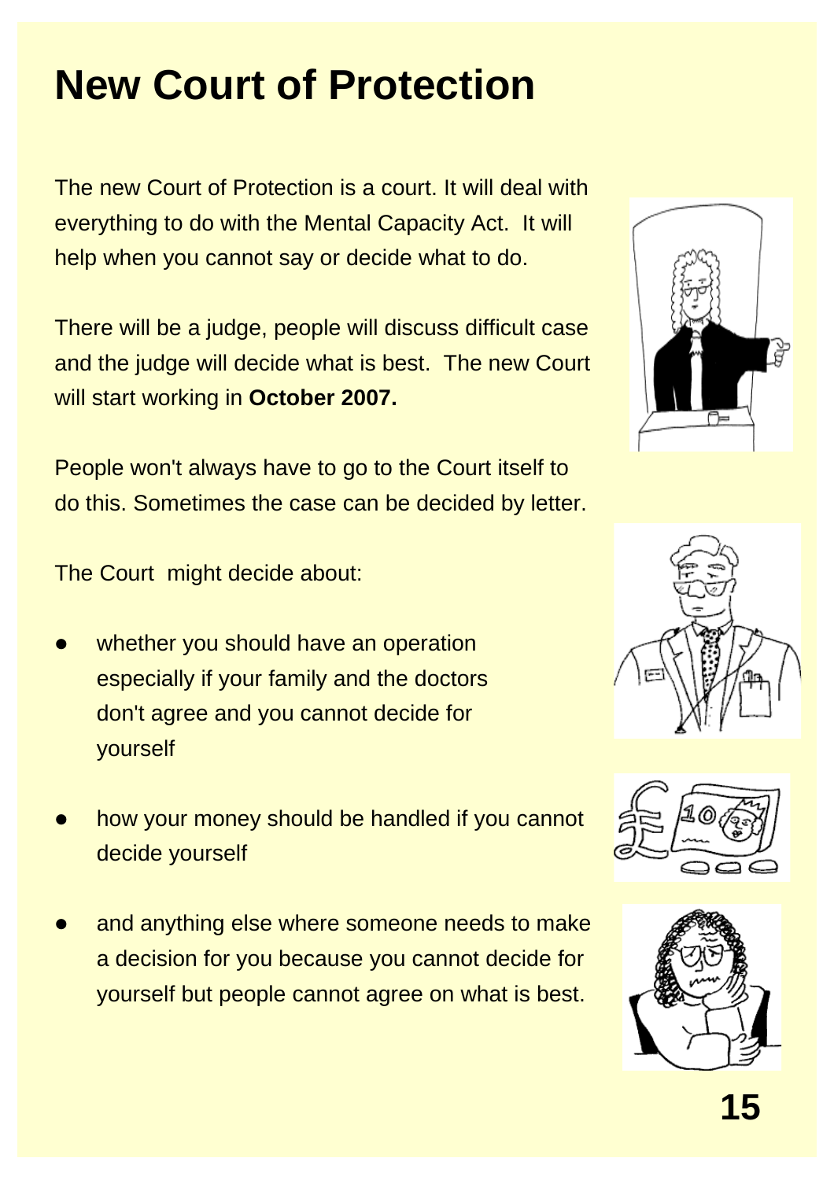# New Court of Protection

The new Court of Protection is a court. It will deal with everything to do with the Mental Capacity Act. It will help when you cannot say or decide what to do.

There will be a judge, people will discuss difficult case and the judge will decide what is best. The new Court will start working in **October 2007.**

People won't always have to go to the Court itself to do this. Sometimes the case can be decided by letter.

The Court might decide about:

- whether you should have an operation especially if your family and the doctors don't agree and you cannot decide for yourself
- how your money should be handled if you cannot decide yourself
- and anything else where someone needs to make a decision for you because you cannot decide for yourself but people cannot agree on what is best.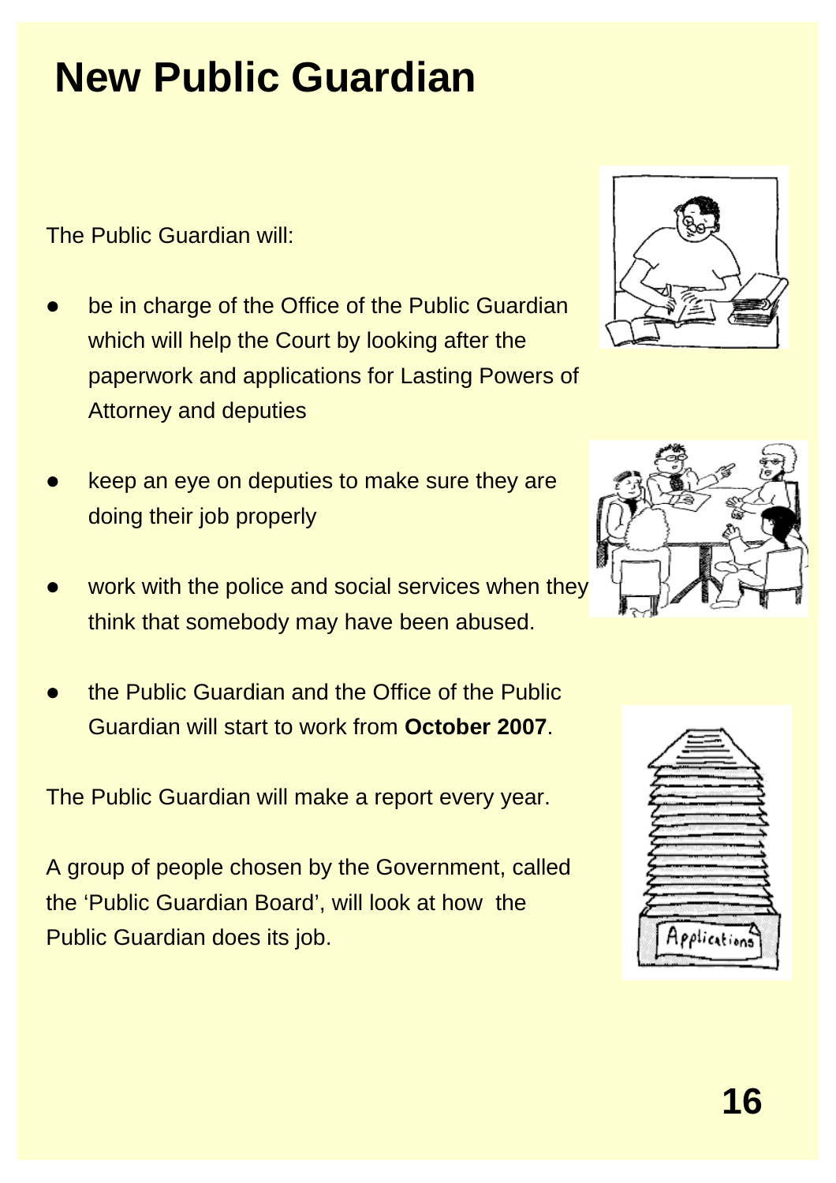# New Public Guardian

The Public Guardian will:

- be in charge of the Office of the Public Guardian which will help the Court by looking after the paperwork and applications for Lasting Powers of Attorney and deputies

- keep an eye on deputies to make sure they are doing their job properly

- work with the police and social services when they think that somebody may have been abused.

- the Public Guardian and the Office of the Public Guardian will start to work from **October 2007**.

The Public Guardian will make a report every year.

A group of people chosen by the Government, called the 'Public Guardian Board', will look at how the Public Guardian does its job.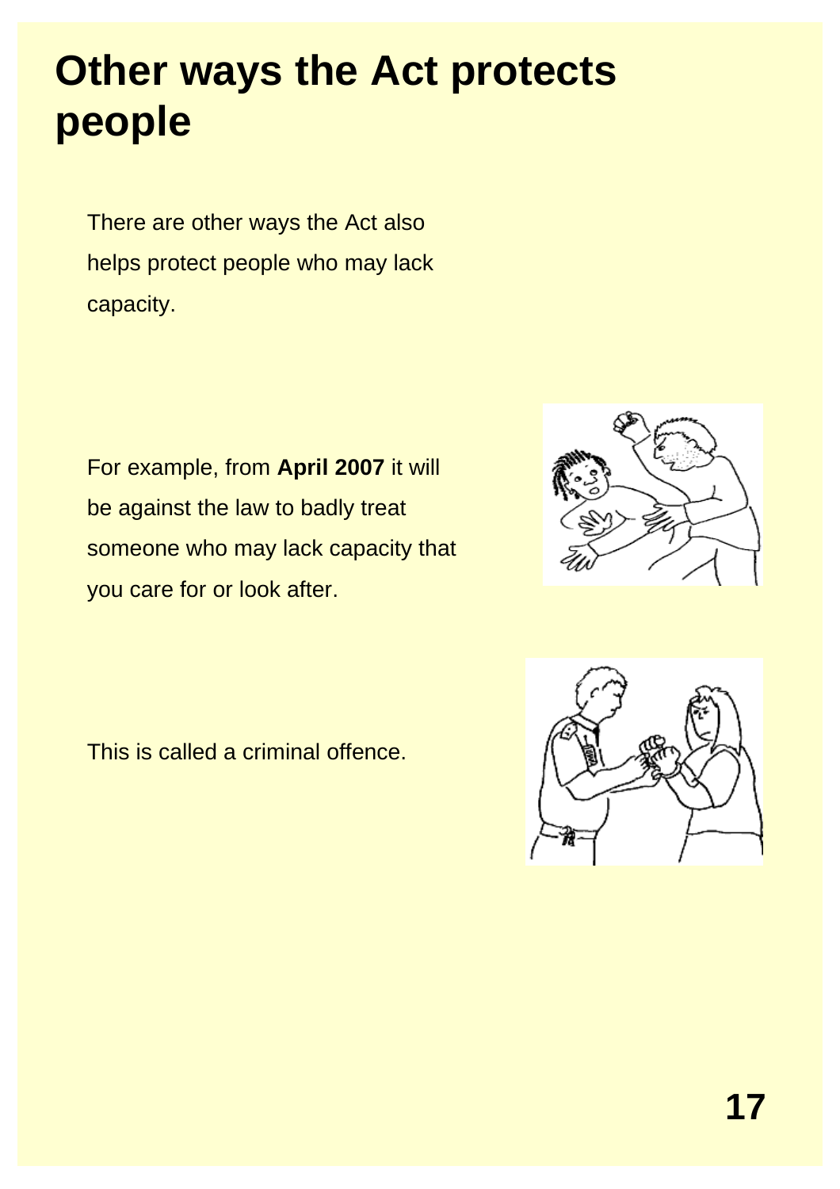# Other ways the Act protects people

There are other ways the Act also helps protect people who may lack capacity.

For example, from **April 2007** it will be against the law to badly treat someone who may lack capacity that you care for or look after.

This is called a criminal offence.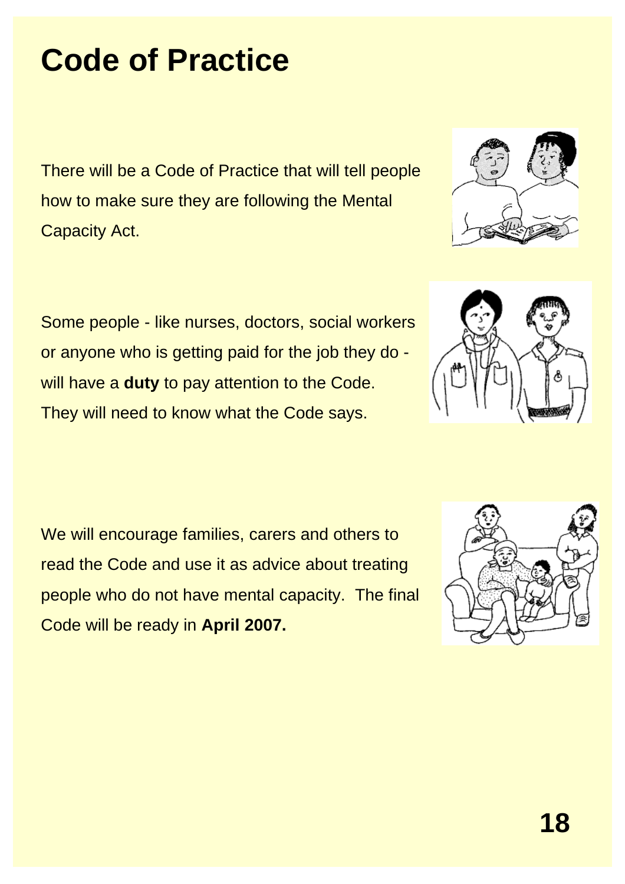# Code of Practice

There will be a Code of Practice that will tell people how to make sure they are following the Mental Capacity Act.

Some people - like nurses, doctors, social workers or anyone who is getting paid for the job they do - will have a **duty** to pay attention to the Code. They will need to know what the Code says.

We will encourage families, carers and others to read the Code and use it as advice about treating people who do not have mental capacity. The final Code will be ready in **April 2007.**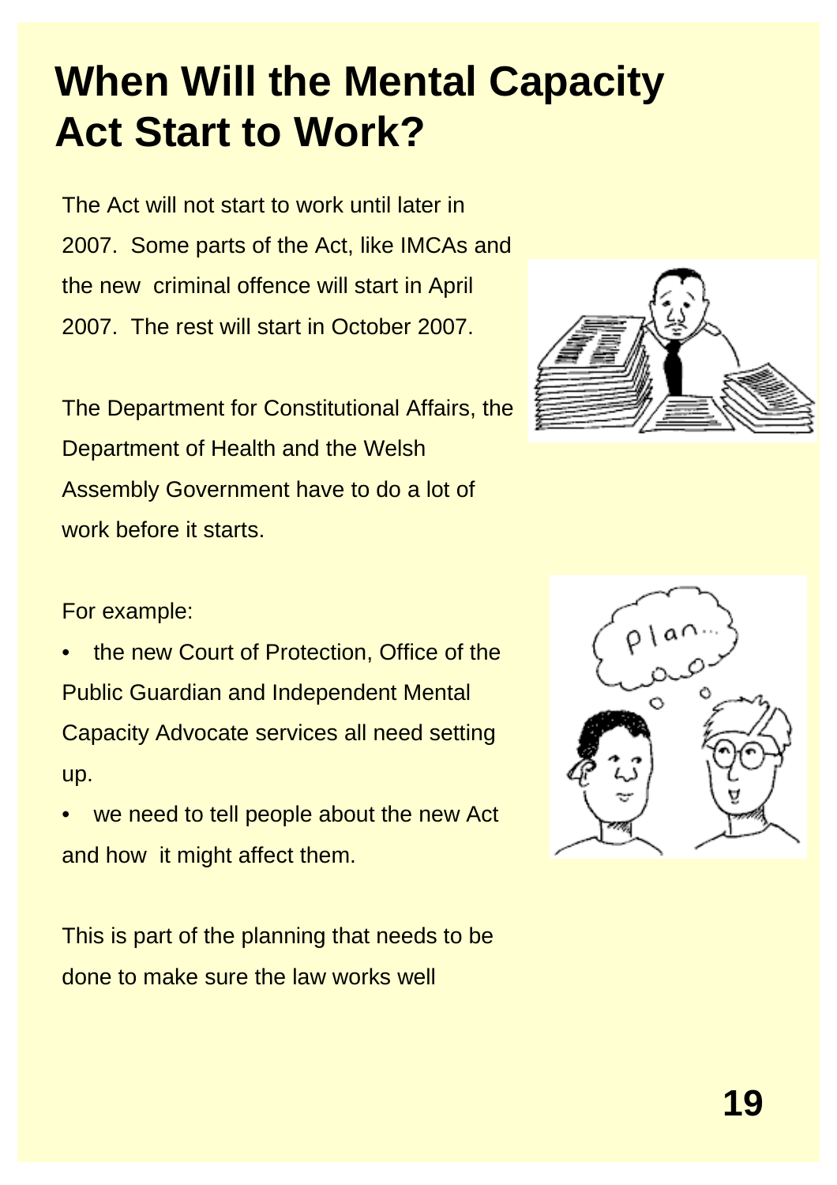# When Will the Mental Capacity Act Start to Work?

The Act will not start to work until later in 2007. Some parts of the Act, like IMCAs and the new criminal offence will start in April 2007. The rest will start in October 2007.

The Department for Constitutional Affairs, the Department of Health and the Welsh Assembly Government have to do a lot of work before it starts.

For example:

- the new Court of Protection, Office of the Public Guardian and Independent Mental Capacity Advocate services all need setting up.
- we need to tell people about the new Act and how it might affect them.

This is part of the planning that needs to be done to make sure the law works well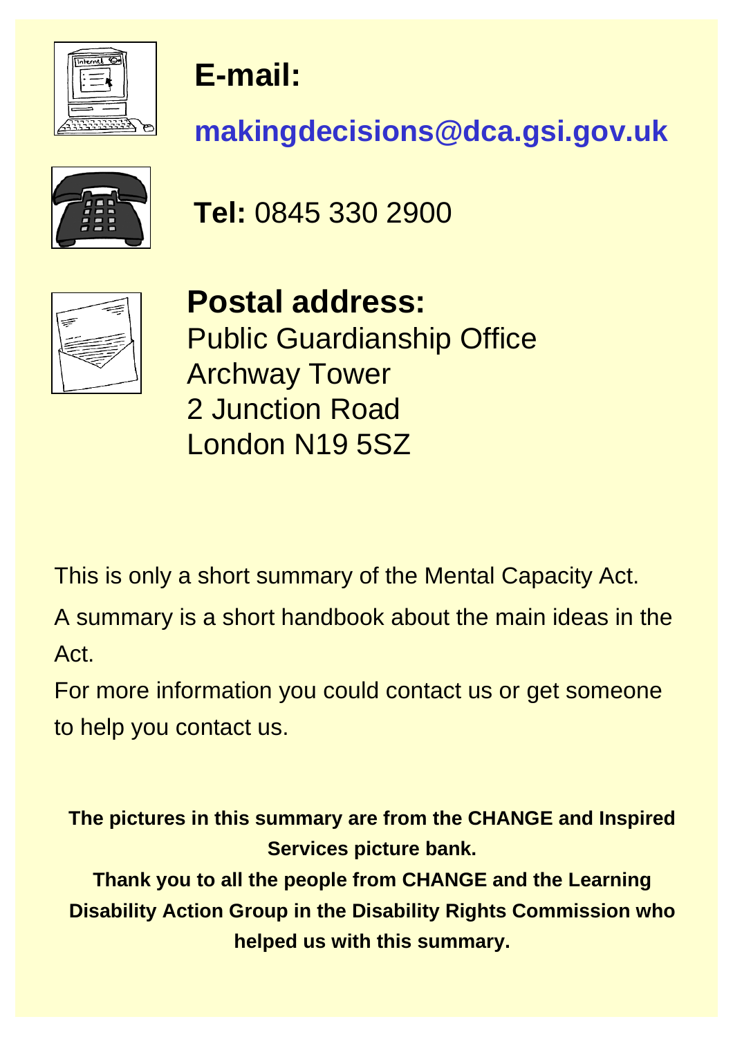**E-mail:**

**makingdecisions@dca.gsi.gov.uk**

**Tel:** 0845 330 2900

**Postal address:**
Public Guardianship Office
Archway Tower
2 Junction Road
London N19 5SZ

This is only a short summary of the Mental Capacity Act.

A summary is a short handbook about the main ideas in the Act.

For more information you could contact us or get someone to help you contact us.

**The pictures in this summary are from the CHANGE and Inspired Services picture bank.**

**Thank you to all the people from CHANGE and the Learning Disability Action Group in the Disability Rights Commission who helped us with this summary.**